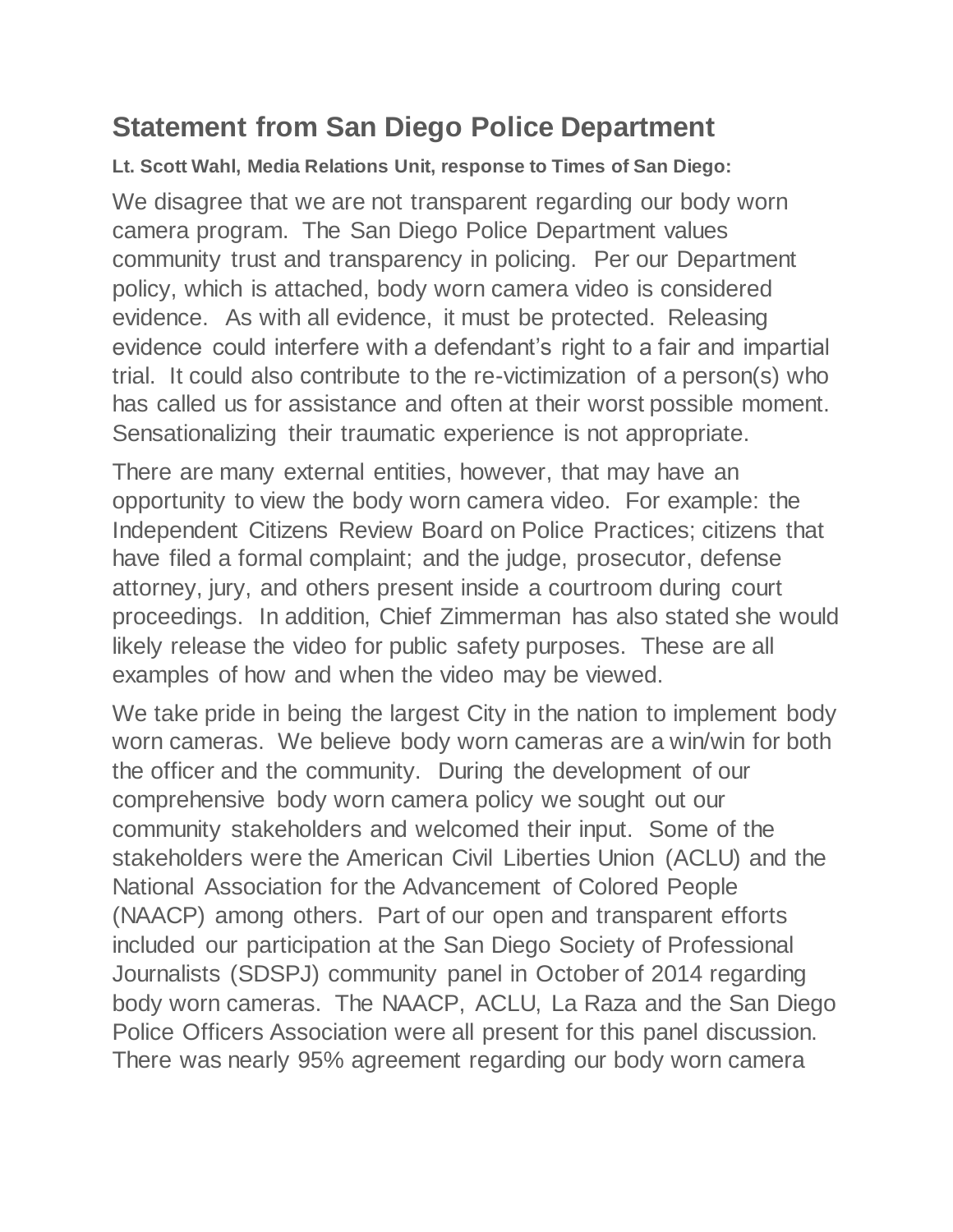## Statement from San Diego Police Department

**Lt. Scott Wahl, Media Relations Unit, response to Times of San Diego:**

We disagree that we are not transparent regarding our body worn camera program. The San Diego Police Department values community trust and transparency in policing. Per our Department policy, which is attached, body worn camera video is considered evidence. As with all evidence, it must be protected. Releasing evidence could interfere with a defendant's right to a fair and impartial trial. It could also contribute to the re-victimization of a person(s) who has called us for assistance and often at their worst possible moment. Sensationalizing their traumatic experience is not appropriate.

There are many external entities, however, that may have an opportunity to view the body worn camera video. For example: the Independent Citizens Review Board on Police Practices; citizens that have filed a formal complaint; and the judge, prosecutor, defense attorney, jury, and others present inside a courtroom during court proceedings. In addition, Chief Zimmerman has also stated she would likely release the video for public safety purposes. These are all examples of how and when the video may be viewed.

We take pride in being the largest City in the nation to implement body worn cameras. We believe body worn cameras are a win/win for both the officer and the community. During the development of our comprehensive body worn camera policy we sought out our community stakeholders and welcomed their input. Some of the stakeholders were the American Civil Liberties Union (ACLU) and the National Association for the Advancement of Colored People (NAACP) among others. Part of our open and transparent efforts included our participation at the San Diego Society of Professional Journalists (SDSPJ) community panel in October of 2014 regarding body worn cameras. The NAACP, ACLU, La Raza and the San Diego Police Officers Association were all present for this panel discussion. There was nearly 95% agreement regarding our body worn camera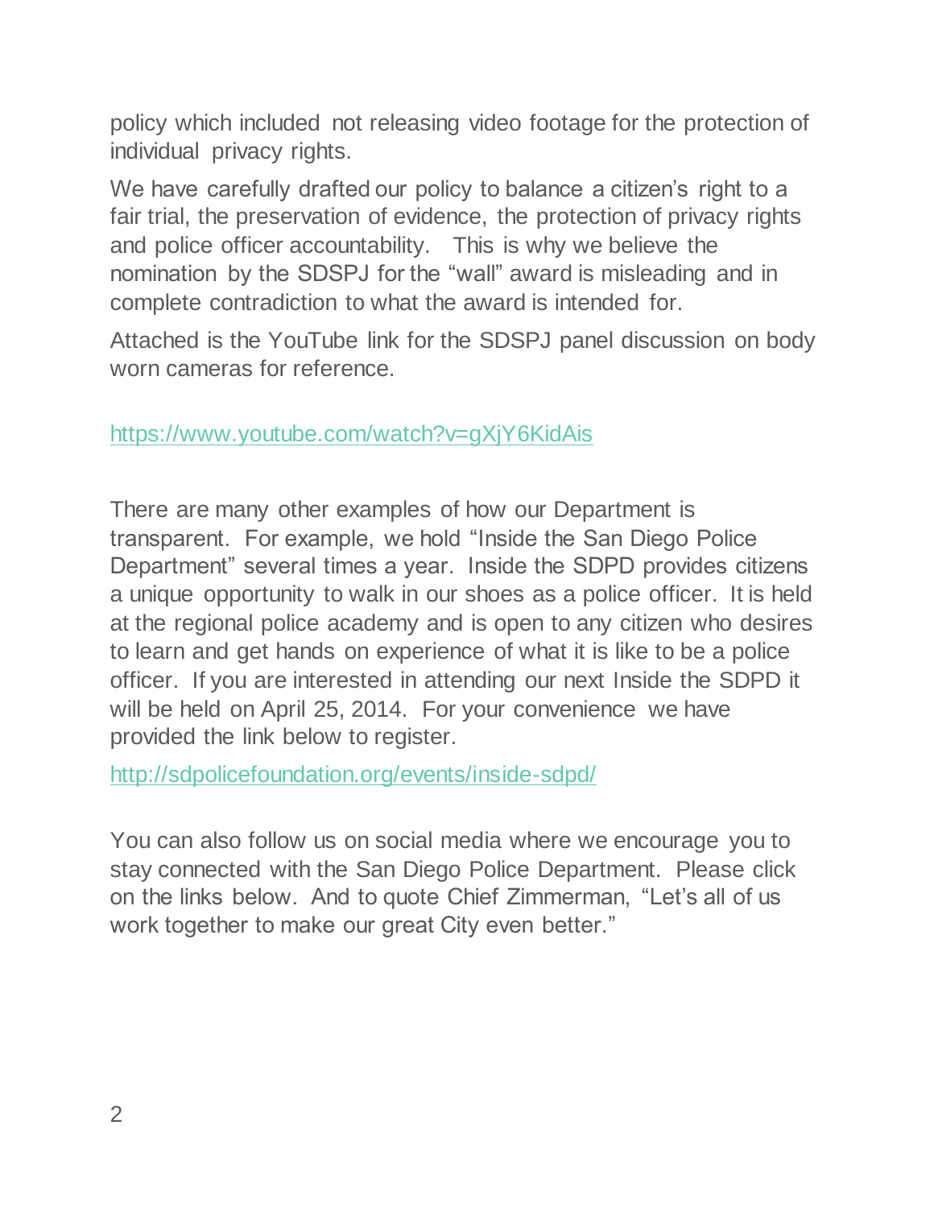policy which included not releasing video footage for the protection of individual privacy rights.

We have carefully drafted our policy to balance a citizen's right to a fair trial, the preservation of evidence, the protection of privacy rights and police officer accountability. This is why we believe the nomination by the SDSPJ for the "wall" award is misleading and in complete contradiction to what the award is intended for.

Attached is the YouTube link for the SDSPJ panel discussion on body worn cameras for reference.

https://www.youtube.com/watch?v=gXjY6KidAis

There are many other examples of how our Department is transparent. For example, we hold "Inside the San Diego Police Department" several times a year. Inside the SDPD provides citizens a unique opportunity to walk in our shoes as a police officer. It is held at the regional police academy and is open to any citizen who desires to learn and get hands on experience of what it is like to be a police officer. If you are interested in attending our next Inside the SDPD it will be held on April 25, 2014. For your convenience we have provided the link below to register.

http://sdpolicefoundation.org/events/inside-sdpd/

You can also follow us on social media where we encourage you to stay connected with the San Diego Police Department. Please click on the links below. And to quote Chief Zimmerman, "Let's all of us work together to make our great City even better."